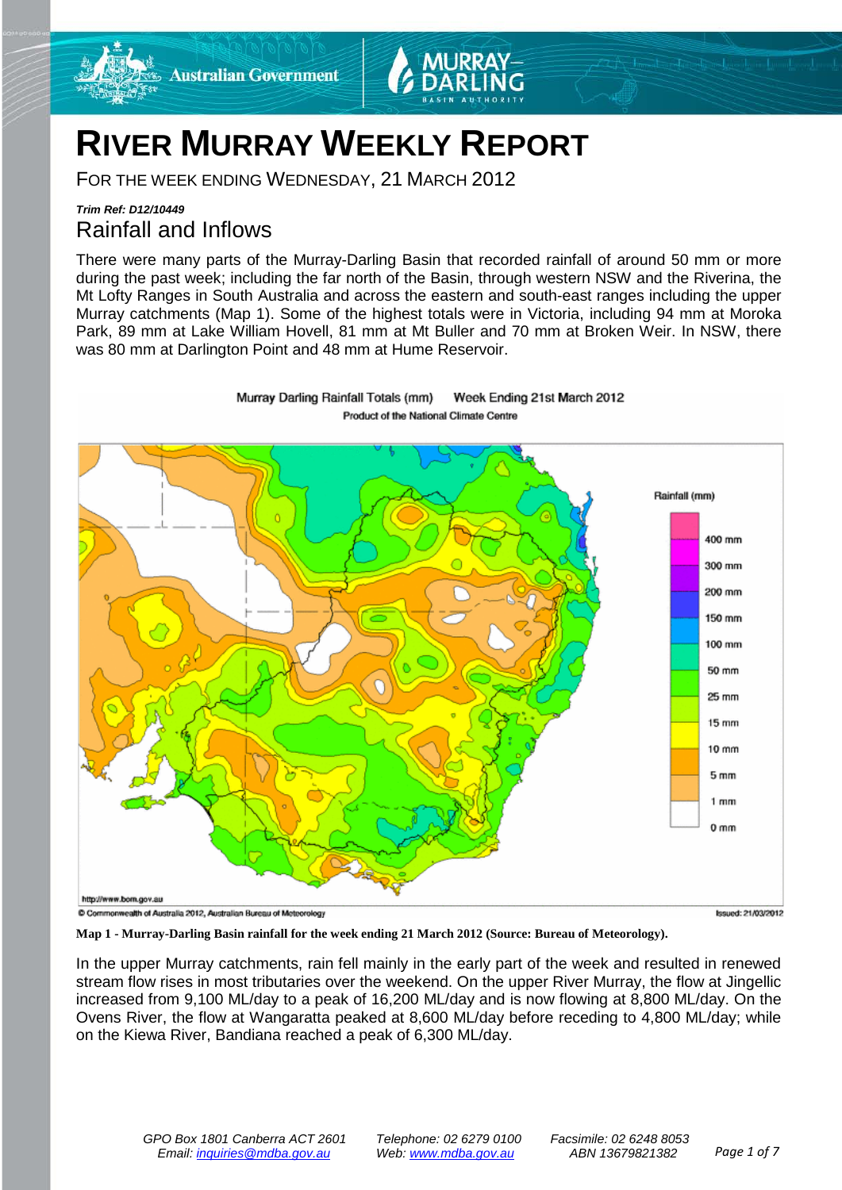# RIVER MURRAY WEEKLY REPORT

FOR THE WEEK ENDING WEDNESDAY, 21 MARCH 2012

***Trim Ref: D12/10449***

## Rainfall and Inflows

There were many parts of the Murray-Darling Basin that recorded rainfall of around 50 mm or more during the past week; including the far north of the Basin, through western NSW and the Riverina, the Mt Lofty Ranges in South Australia and across the eastern and south-east ranges including the upper Murray catchments (Map 1). Some of the highest totals were in Victoria, including 94 mm at Moroka Park, 89 mm at Lake William Hovell, 81 mm at Mt Buller and 70 mm at Broken Weir. In NSW, there was 80 mm at Darlington Point and 48 mm at Hume Reservoir.

**Map 1 - Murray-Darling Basin rainfall for the week ending 21 March 2012 (Source: Bureau of Meteorology).**

In the upper Murray catchments, rain fell mainly in the early part of the week and resulted in renewed stream flow rises in most tributaries over the weekend. On the upper River Murray, the flow at Jingellic increased from 9,100 ML/day to a peak of 16,200 ML/day and is now flowing at 8,800 ML/day. On the Ovens River, the flow at Wangaratta peaked at 8,600 ML/day before receding to 4,800 ML/day; while on the Kiewa River, Bandiana reached a peak of 6,300 ML/day.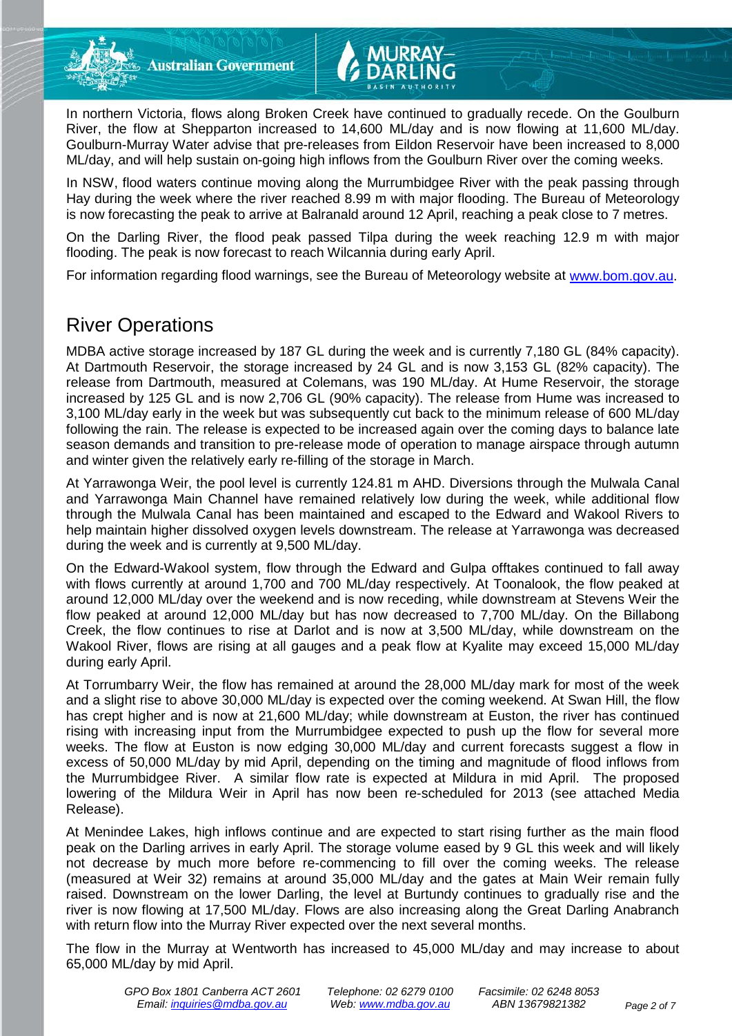In northern Victoria, flows along Broken Creek have continued to gradually recede. On the Goulburn River, the flow at Shepparton increased to 14,600 ML/day and is now flowing at 11,600 ML/day. Goulburn-Murray Water advise that pre-releases from Eildon Reservoir have been increased to 8,000 ML/day, and will help sustain on-going high inflows from the Goulburn River over the coming weeks.

In NSW, flood waters continue moving along the Murrumbidgee River with the peak passing through Hay during the week where the river reached 8.99 m with major flooding. The Bureau of Meteorology is now forecasting the peak to arrive at Balranald around 12 April, reaching a peak close to 7 metres.

On the Darling River, the flood peak passed Tilpa during the week reaching 12.9 m with major flooding. The peak is now forecast to reach Wilcannia during early April.

For information regarding flood warnings, see the Bureau of Meteorology website at www.bom.gov.au.

# River Operations

MDBA active storage increased by 187 GL during the week and is currently 7,180 GL (84% capacity). At Dartmouth Reservoir, the storage increased by 24 GL and is now 3,153 GL (82% capacity). The release from Dartmouth, measured at Colemans, was 190 ML/day. At Hume Reservoir, the storage increased by 125 GL and is now 2,706 GL (90% capacity). The release from Hume was increased to 3,100 ML/day early in the week but was subsequently cut back to the minimum release of 600 ML/day following the rain. The release is expected to be increased again over the coming days to balance late season demands and transition to pre-release mode of operation to manage airspace through autumn and winter given the relatively early re-filling of the storage in March.

At Yarrawonga Weir, the pool level is currently 124.81 m AHD. Diversions through the Mulwala Canal and Yarrawonga Main Channel have remained relatively low during the week, while additional flow through the Mulwala Canal has been maintained and escaped to the Edward and Wakool Rivers to help maintain higher dissolved oxygen levels downstream. The release at Yarrawonga was decreased during the week and is currently at 9,500 ML/day.

On the Edward-Wakool system, flow through the Edward and Gulpa offtakes continued to fall away with flows currently at around 1,700 and 700 ML/day respectively. At Toonalook, the flow peaked at around 12,000 ML/day over the weekend and is now receding, while downstream at Stevens Weir the flow peaked at around 12,000 ML/day but has now decreased to 7,700 ML/day. On the Billabong Creek, the flow continues to rise at Darlot and is now at 3,500 ML/day, while downstream on the Wakool River, flows are rising at all gauges and a peak flow at Kyalite may exceed 15,000 ML/day during early April.

At Torrumbarry Weir, the flow has remained at around the 28,000 ML/day mark for most of the week and a slight rise to above 30,000 ML/day is expected over the coming weekend. At Swan Hill, the flow has crept higher and is now at 21,600 ML/day; while downstream at Euston, the river has continued rising with increasing input from the Murrumbidgee expected to push up the flow for several more weeks. The flow at Euston is now edging 30,000 ML/day and current forecasts suggest a flow in excess of 50,000 ML/day by mid April, depending on the timing and magnitude of flood inflows from the Murrumbidgee River. A similar flow rate is expected at Mildura in mid April. The proposed lowering of the Mildura Weir in April has now been re-scheduled for 2013 (see attached Media Release).

At Menindee Lakes, high inflows continue and are expected to start rising further as the main flood peak on the Darling arrives in early April. The storage volume eased by 9 GL this week and will likely not decrease by much more before re-commencing to fill over the coming weeks. The release (measured at Weir 32) remains at around 35,000 ML/day and the gates at Main Weir remain fully raised. Downstream on the lower Darling, the level at Burtundy continues to gradually rise and the river is now flowing at 17,500 ML/day. Flows are also increasing along the Great Darling Anabranch with return flow into the Murray River expected over the next several months.

The flow in the Murray at Wentworth has increased to 45,000 ML/day and may increase to about 65,000 ML/day by mid April.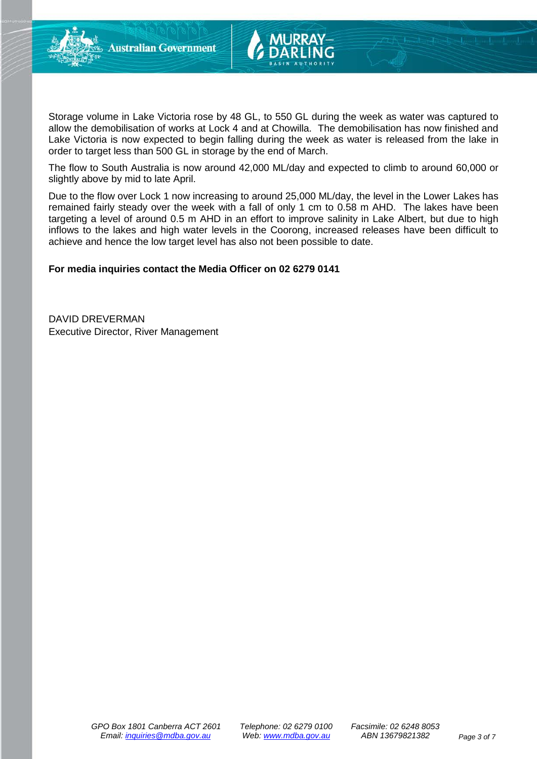Storage volume in Lake Victoria rose by 48 GL, to 550 GL during the week as water was captured to allow the demobilisation of works at Lock 4 and at Chowilla. The demobilisation has now finished and Lake Victoria is now expected to begin falling during the week as water is released from the lake in order to target less than 500 GL in storage by the end of March.

The flow to South Australia is now around 42,000 ML/day and expected to climb to around 60,000 or slightly above by mid to late April.

Due to the flow over Lock 1 now increasing to around 25,000 ML/day, the level in the Lower Lakes has remained fairly steady over the week with a fall of only 1 cm to 0.58 m AHD. The lakes have been targeting a level of around 0.5 m AHD in an effort to improve salinity in Lake Albert, but due to high inflows to the lakes and high water levels in the Coorong, increased releases have been difficult to achieve and hence the low target level has also not been possible to date.

**For media inquiries contact the Media Officer on 02 6279 0141**

DAVID DREVERMAN
Executive Director, River Management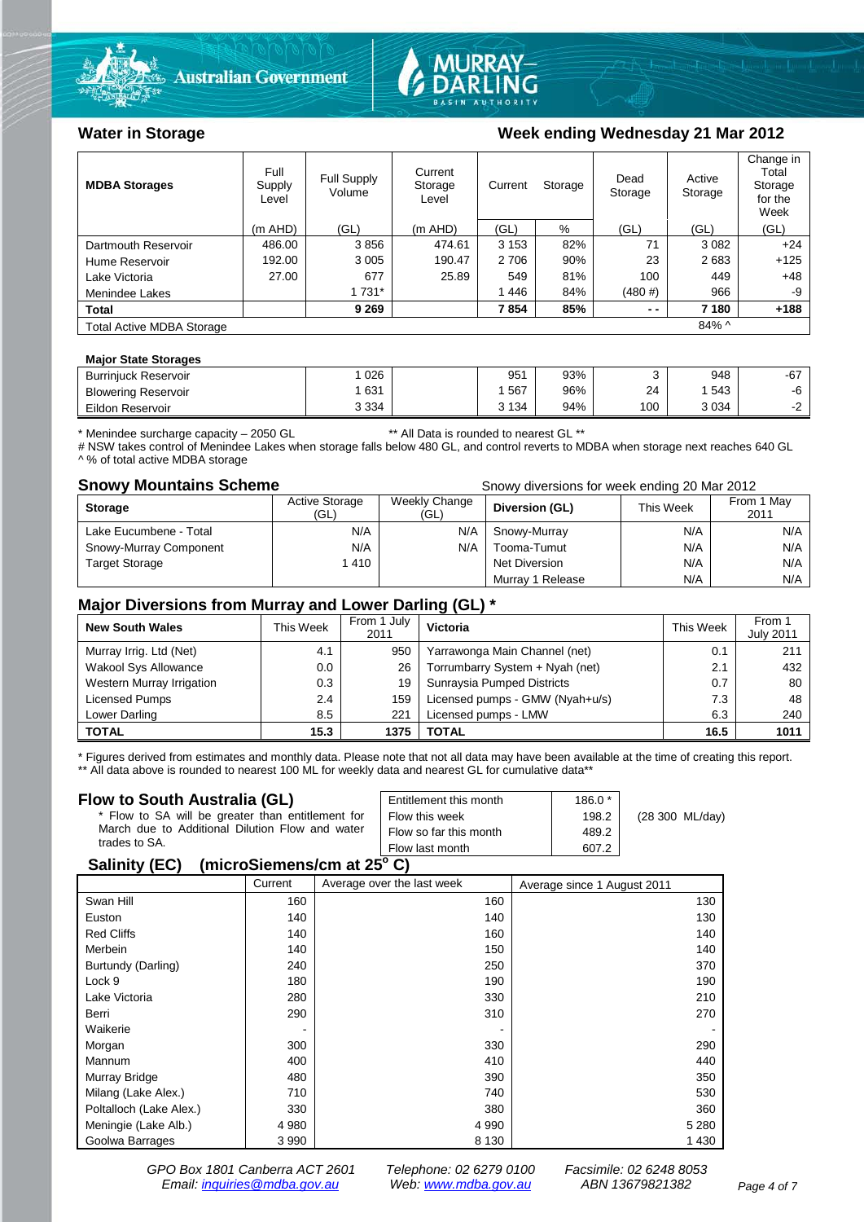## Water in Storage

**Week ending Wednesday 21 Mar 2012**

| MDBA Storages | Full Supply Level | Full Supply Volume | Current Storage Level | Current Storage | | Dead Storage | Active Storage | Change in Total Storage for the Week |
|---|---|---|---|---|---|---|---|---|
| | (m AHD) | (GL) | (m AHD) | (GL) | % | (GL) | (GL) | (GL) |
| Dartmouth Reservoir | 486.00 | 3 856 | 474.61 | 3 153 | 82% | 71 | 3 082 | +24 |
| Hume Reservoir | 192.00 | 3 005 | 190.47 | 2 706 | 90% | 23 | 2 683 | +125 |
| Lake Victoria | 27.00 | 677 | 25.89 | 549 | 81% | 100 | 449 | +48 |
| Menindee Lakes | | 1 731* | | 1 446 | 84% | (480 #) | 966 | -9 |
| **Total** | | **9 269** | | **7 854** | **85%** | **- -** | **7 180** | **+188** |
| Total Active MDBA Storage | | | | | | | 84% ^ | |

**Major State Storages**

| Storage | Full Supply Volume (GL) | | Current Storage (GL) | % | Dead Storage (GL) | Active Storage (GL) | Change (GL) |
|---|---|---|---|---|---|---|---|
| Burrinjuck Reservoir | 1 026 | | 951 | 93% | 3 | 948 | -67 |
| Blowering Reservoir | 1 631 | | 1 567 | 96% | 24 | 1 543 | -6 |
| Eildon Reservoir | 3 334 | | 3 134 | 94% | 100 | 3 034 | -2 |

\* Menindee surcharge capacity – 2050 GL ** All Data is rounded to nearest GL **
# NSW takes control of Menindee Lakes when storage falls below 480 GL, and control reverts to MDBA when storage next reaches 640 GL
^ % of total active MDBA storage

## Snowy Mountains Scheme

Snowy diversions for week ending 20 Mar 2012

| Storage | Active Storage (GL) | Weekly Change (GL) | Diversion (GL) | This Week | From 1 May 2011 |
|---|---|---|---|---|---|
| Lake Eucumbene - Total | N/A | N/A | Snowy-Murray | N/A | N/A |
| Snowy-Murray Component | N/A | N/A | Tooma-Tumut | N/A | N/A |
| Target Storage | 1 410 | | Net Diversion | N/A | N/A |
| | | | Murray 1 Release | N/A | N/A |

## Major Diversions from Murray and Lower Darling (GL) *

| New South Wales | This Week | From 1 July 2011 | Victoria | This Week | From 1 July 2011 |
|---|---|---|---|---|---|
| Murray Irrig. Ltd (Net) | 4.1 | 950 | Yarrawonga Main Channel (net) | 0.1 | 211 |
| Wakool Sys Allowance | 0.0 | 26 | Torrumbarry System + Nyah (net) | 2.1 | 432 |
| Western Murray Irrigation | 0.3 | 19 | Sunraysia Pumped Districts | 0.7 | 80 |
| Licensed Pumps | 2.4 | 159 | Licensed pumps - GMW (Nyah+u/s) | 7.3 | 48 |
| Lower Darling | 8.5 | 221 | Licensed pumps - LMW | 6.3 | 240 |
| **TOTAL** | **15.3** | **1375** | **TOTAL** | **16.5** | **1011** |

\* Figures derived from estimates and monthly data. Please note that not all data may have been available at the time of creating this report.
** All data above is rounded to nearest 100 ML for weekly data and nearest GL for cumulative data**

## Flow to South Australia (GL)

\* Flow to SA will be greater than entitlement for March due to Additional Dilution Flow and water trades to SA.

| | | |
|---|---|---|
| Entitlement this month | 186.0 * | |
| Flow this week | 198.2 | (28 300 ML/day) |
| Flow so far this month | 489.2 | |
| Flow last month | 607.2 | |

## Salinity (EC) (microSiemens/cm at 25° C)

| | Current | Average over the last week | Average since 1 August 2011 |
|---|---|---|---|
| Swan Hill | 160 | 160 | 130 |
| Euston | 140 | 140 | 130 |
| Red Cliffs | 140 | 160 | 140 |
| Merbein | 140 | 150 | 140 |
| Burtundy (Darling) | 240 | 250 | 370 |
| Lock 9 | 180 | 190 | 190 |
| Lake Victoria | 280 | 330 | 210 |
| Berri | 290 | 310 | 270 |
| Waikerie | - | - | - |
| Morgan | 300 | 330 | 290 |
| Mannum | 400 | 410 | 440 |
| Murray Bridge | 480 | 390 | 350 |
| Milang (Lake Alex.) | 710 | 740 | 530 |
| Poltalloch (Lake Alex.) | 330 | 380 | 360 |
| Meningie (Lake Alb.) | 4 980 | 4 990 | 5 280 |
| Goolwa Barrages | 3 990 | 8 130 | 1 430 |

*GPO Box 1801 Canberra ACT 2601 Telephone: 02 6279 0100 Facsimile: 02 6248 8053*
*Email: inquiries@mdba.gov.au Web: www.mdba.gov.au ABN 13679821382*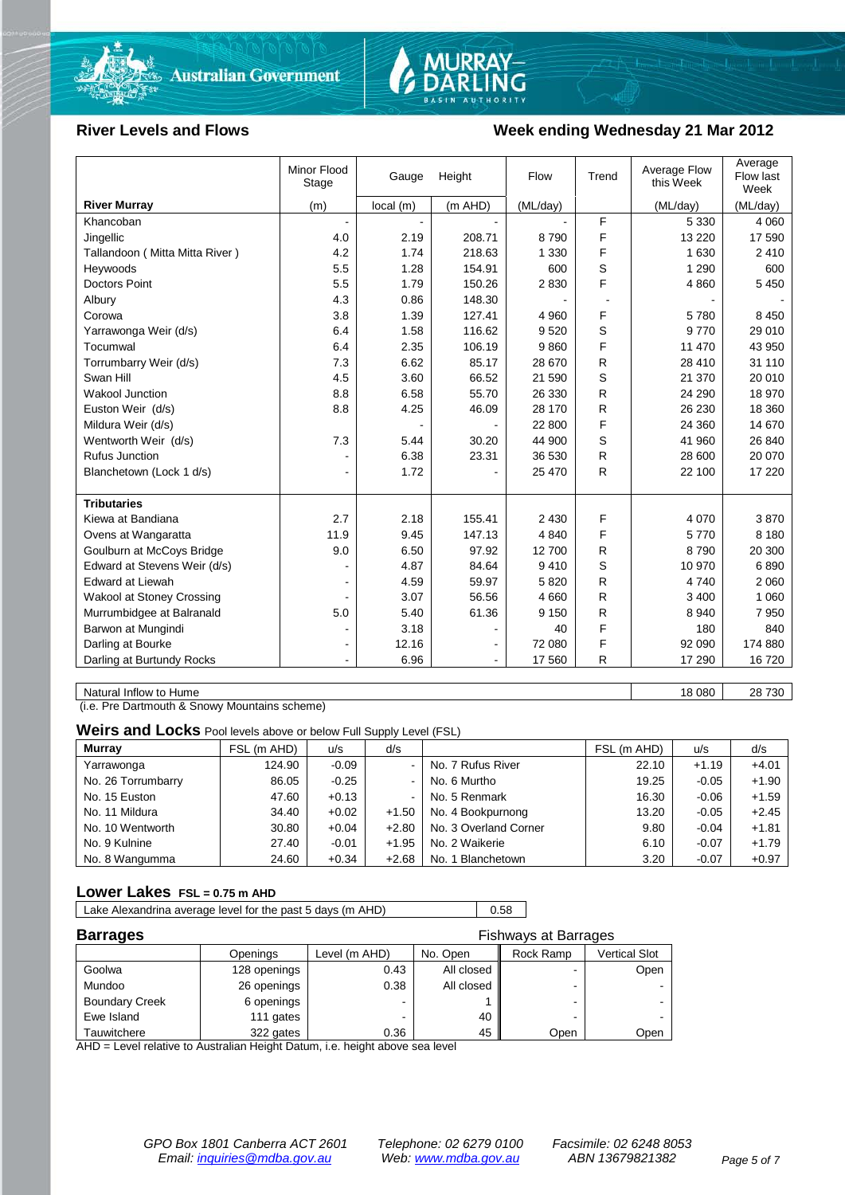## River Levels and Flows

## Week ending Wednesday 21 Mar 2012

| River Murray | Minor Flood Stage (m) | Gauge Height local (m) | Height (m AHD) | Flow (ML/day) | Trend | Average Flow this Week (ML/day) | Average Flow last Week (ML/day) |
|---|---|---|---|---|---|---|---|
| Khancoban | - | - | - | - | F | 5 330 | 4 060 |
| Jingellic | 4.0 | 2.19 | 208.71 | 8 790 | F | 13 220 | 17 590 |
| Tallandoon ( Mitta Mitta River ) | 4.2 | 1.74 | 218.63 | 1 330 | F | 1 630 | 2 410 |
| Heywoods | 5.5 | 1.28 | 154.91 | 600 | S | 1 290 | 600 |
| Doctors Point | 5.5 | 1.79 | 150.26 | 2 830 | F | 4 860 | 5 450 |
| Albury | 4.3 | 0.86 | 148.30 | - | - | - | - |
| Corowa | 3.8 | 1.39 | 127.41 | 4 960 | F | 5 780 | 8 450 |
| Yarrawonga Weir (d/s) | 6.4 | 1.58 | 116.62 | 9 520 | S | 9 770 | 29 010 |
| Tocumwal | 6.4 | 2.35 | 106.19 | 9 860 | F | 11 470 | 43 950 |
| Torrumbarry Weir (d/s) | 7.3 | 6.62 | 85.17 | 28 670 | R | 28 410 | 31 110 |
| Swan Hill | 4.5 | 3.60 | 66.52 | 21 590 | S | 21 370 | 20 010 |
| Wakool Junction | 8.8 | 6.58 | 55.70 | 26 330 | R | 24 290 | 18 970 |
| Euston Weir (d/s) | 8.8 | 4.25 | 46.09 | 28 170 | R | 26 230 | 18 360 |
| Mildura Weir (d/s) | | - | - | 22 800 | F | 24 360 | 14 670 |
| Wentworth Weir (d/s) | 7.3 | 5.44 | 30.20 | 44 900 | S | 41 960 | 26 840 |
| Rufus Junction | - | 6.38 | 23.31 | 36 530 | R | 28 600 | 20 070 |
| Blanchetown (Lock 1 d/s) | - | 1.72 | - | 25 470 | R | 22 100 | 17 220 |
| **Tributaries** | | | | | | | |
| Kiewa at Bandiana | 2.7 | 2.18 | 155.41 | 2 430 | F | 4 070 | 3 870 |
| Ovens at Wangaratta | 11.9 | 9.45 | 147.13 | 4 840 | F | 5 770 | 8 180 |
| Goulburn at McCoys Bridge | 9.0 | 6.50 | 97.92 | 12 700 | R | 8 790 | 20 300 |
| Edward at Stevens Weir (d/s) | - | 4.87 | 84.64 | 9 410 | S | 10 970 | 6 890 |
| Edward at Liewah | - | 4.59 | 59.97 | 5 820 | R | 4 740 | 2 060 |
| Wakool at Stoney Crossing | - | 3.07 | 56.56 | 4 660 | R | 3 400 | 1 060 |
| Murrumbidgee at Balranald | 5.0 | 5.40 | 61.36 | 9 150 | R | 8 940 | 7 950 |
| Barwon at Mungindi | - | 3.18 | - | 40 | F | 180 | 840 |
| Darling at Bourke | - | 12.16 | - | 72 080 | F | 92 090 | 174 880 |
| Darling at Burtundy Rocks | - | 6.96 | - | 17 560 | R | 17 290 | 16 720 |

| | This Week | Last Week |
|---|---|---|
| Natural Inflow to Hume | 18 080 | 28 730 |

(i.e. Pre Dartmouth & Snowy Mountains scheme)

## Weirs and Locks
Pool levels above or below Full Supply Level (FSL)

| Murray | FSL (m AHD) | u/s | d/s | | FSL (m AHD) | u/s | d/s |
|---|---|---|---|---|---|---|---|
| Yarrawonga | 124.90 | -0.09 | - | No. 7 Rufus River | 22.10 | +1.19 | +4.01 |
| No. 26 Torrumbarry | 86.05 | -0.25 | - | No. 6 Murtho | 19.25 | -0.05 | +1.90 |
| No. 15 Euston | 47.60 | +0.13 | - | No. 5 Renmark | 16.30 | -0.06 | +1.59 |
| No. 11 Mildura | 34.40 | +0.02 | +1.50 | No. 4 Bookpurnong | 13.20 | -0.05 | +2.45 |
| No. 10 Wentworth | 30.80 | +0.04 | +2.80 | No. 3 Overland Corner | 9.80 | -0.04 | +1.81 |
| No. 9 Kulnine | 27.40 | -0.01 | +1.95 | No. 2 Waikerie | 6.10 | -0.07 | +1.79 |
| No. 8 Wangumma | 24.60 | +0.34 | +2.68 | No. 1 Blanchetown | 3.20 | -0.07 | +0.97 |

## Lower Lakes
FSL = 0.75 m AHD

| | |
|---|---|
| Lake Alexandrina average level for the past 5 days (m AHD) | 0.58 |

## Barrages

| | Openings | Level (m AHD) | No. Open | Fishways at Barrages: Rock Ramp | Vertical Slot |
|---|---|---|---|---|---|
| Goolwa | 128 openings | 0.43 | All closed | - | Open |
| Mundoo | 26 openings | 0.38 | All closed | - | - |
| Boundary Creek | 6 openings | - | 1 | - | - |
| Ewe Island | 111 gates | - | 40 | - | - |
| Tauwitchere | 322 gates | 0.36 | 45 | Open | Open |

AHD = Level relative to Australian Height Datum, i.e. height above sea level

*GPO Box 1801 Canberra ACT 2601* *Telephone: 02 6279 0100* *Facsimile: 02 6248 8053*
*Email: inquiries@mdba.gov.au* *Web: www.mdba.gov.au* *ABN 13679821382*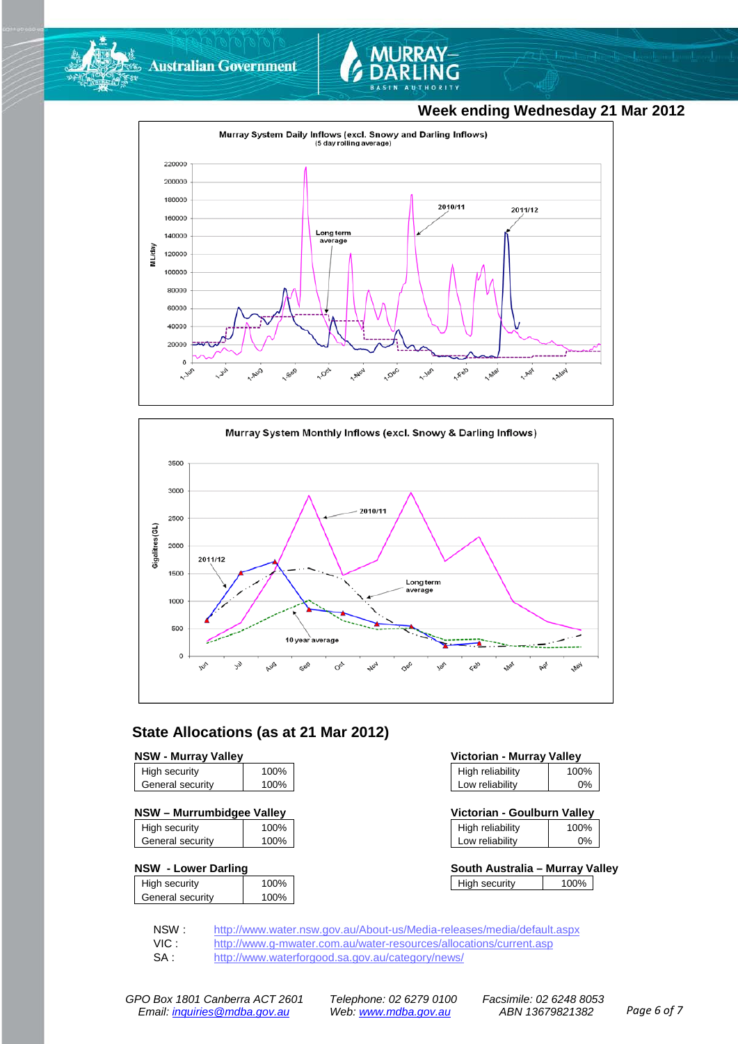Week ending Wednesday 21 Mar 2012

Murray System Daily Inflows (excl. Snowy and Darling Inflows)
(5 day rolling average)

Murray System Monthly Inflows (excl. Snowy & Darling Inflows)

## State Allocations (as at 21 Mar 2012)

**NSW - Murray Valley**

| | |
|---|---|
| High security | 100% |
| General security | 100% |

**NSW – Murrumbidgee Valley**

| | |
|---|---|
| High security | 100% |
| General security | 100% |

**NSW - Lower Darling**

| | |
|---|---|
| High security | 100% |
| General security | 100% |

**Victorian - Murray Valley**

| | |
|---|---|
| High reliability | 100% |
| Low reliability | 0% |

**Victorian - Goulburn Valley**

| | |
|---|---|
| High reliability | 100% |
| Low reliability | 0% |

**South Australia – Murray Valley**

| | |
|---|---|
| High security | 100% |

NSW : http://www.water.nsw.gov.au/About-us/Media-releases/media/default.aspx
VIC : http://www.g-mwater.com.au/water-resources/allocations/current.asp
SA : http://www.waterforgood.sa.gov.au/category/news/

*GPO Box 1801 Canberra ACT 2601* *Telephone: 02 6279 0100* *Facsimile: 02 6248 8053*
*Email: inquiries@mdba.gov.au* *Web: www.mdba.gov.au* *ABN 13679821382*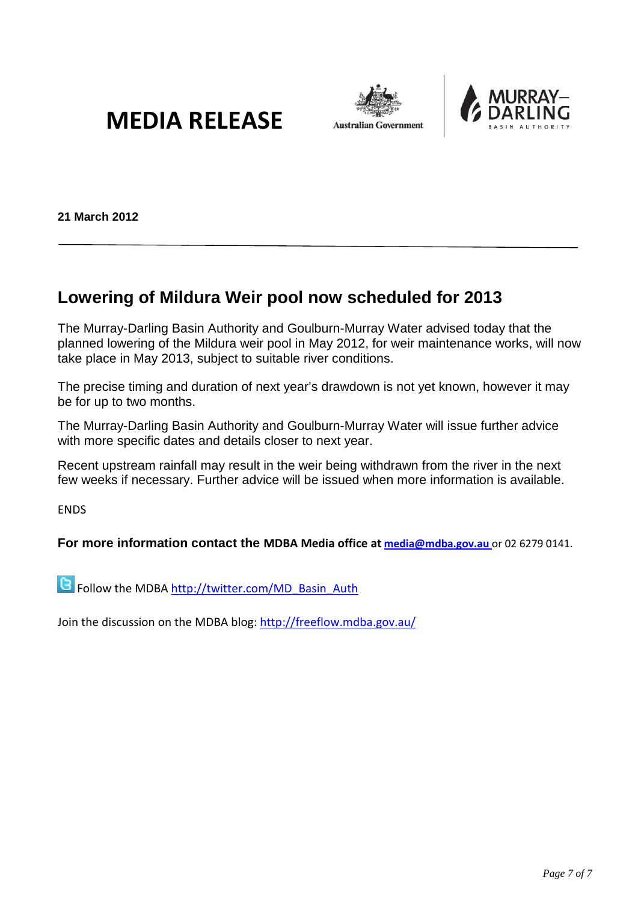# MEDIA RELEASE

Australian Government

MURRAY–DARLING BASIN AUTHORITY

**21 March 2012**

---

## Lowering of Mildura Weir pool now scheduled for 2013

The Murray-Darling Basin Authority and Goulburn-Murray Water advised today that the planned lowering of the Mildura weir pool in May 2012, for weir maintenance works, will now take place in May 2013, subject to suitable river conditions.

The precise timing and duration of next year's drawdown is not yet known, however it may be for up to two months.

The Murray-Darling Basin Authority and Goulburn-Murray Water will issue further advice with more specific dates and details closer to next year.

Recent upstream rainfall may result in the weir being withdrawn from the river in the next few weeks if necessary. Further advice will be issued when more information is available.

ENDS

**For more information contact the MDBA Media office at [media@mdba.gov.au](mailto:media@mdba.gov.au)** or 02 6279 0141.

Follow the MDBA [http://twitter.com/MD_Basin_Auth](http://twitter.com/MD_Basin_Auth)

Join the discussion on the MDBA blog: [http://freeflow.mdba.gov.au/](http://freeflow.mdba.gov.au/)